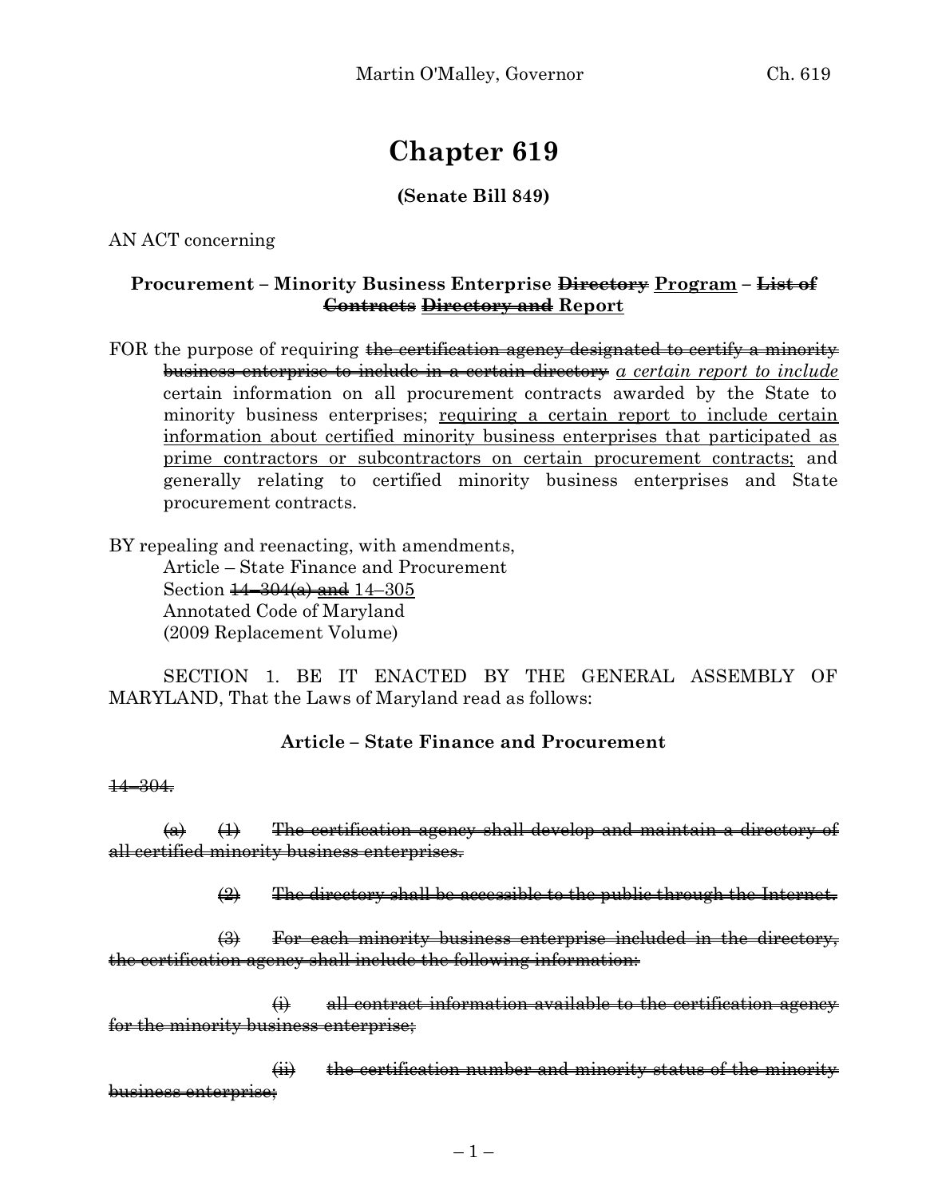# Chapter 619

**(Senate Bill 849)**

AN ACT concerning

**Procurement – Minority Business Enterprise ~~Directory~~ <u>Program</u> – ~~List of Contracts~~ ~~<u>Directory and</u>~~ Report**

FOR the purpose of requiring ~~the certification agency designated to certify a minority business enterprise to include in a certain directory~~ <u>*a certain report to include*</u> certain information on all procurement contracts awarded by the State to minority business enterprises; <u>requiring a certain report to include certain information about certified minority business enterprises that participated as prime contractors or subcontractors on certain procurement contracts;</u> and generally relating to certified minority business enterprises and State procurement contracts.

BY repealing and reenacting, with amendments,
Article – State Finance and Procurement
Section ~~14–304(a)~~ ~~<u>and</u>~~ 14–305
Annotated Code of Maryland
(2009 Replacement Volume)

SECTION 1. BE IT ENACTED BY THE GENERAL ASSEMBLY OF MARYLAND, That the Laws of Maryland read as follows:

**Article – State Finance and Procurement**

~~14–304.~~

~~(a) (1) The certification agency shall develop and maintain a directory of all certified minority business enterprises.~~

~~(2) The directory shall be accessible to the public through the Internet.~~

~~(3) For each minority business enterprise included in the directory, the certification agency shall include the following information:~~

~~(i) all contract information available to the certification agency for the minority business enterprise;~~

~~(ii) the certification number and minority status of the minority business enterprise;~~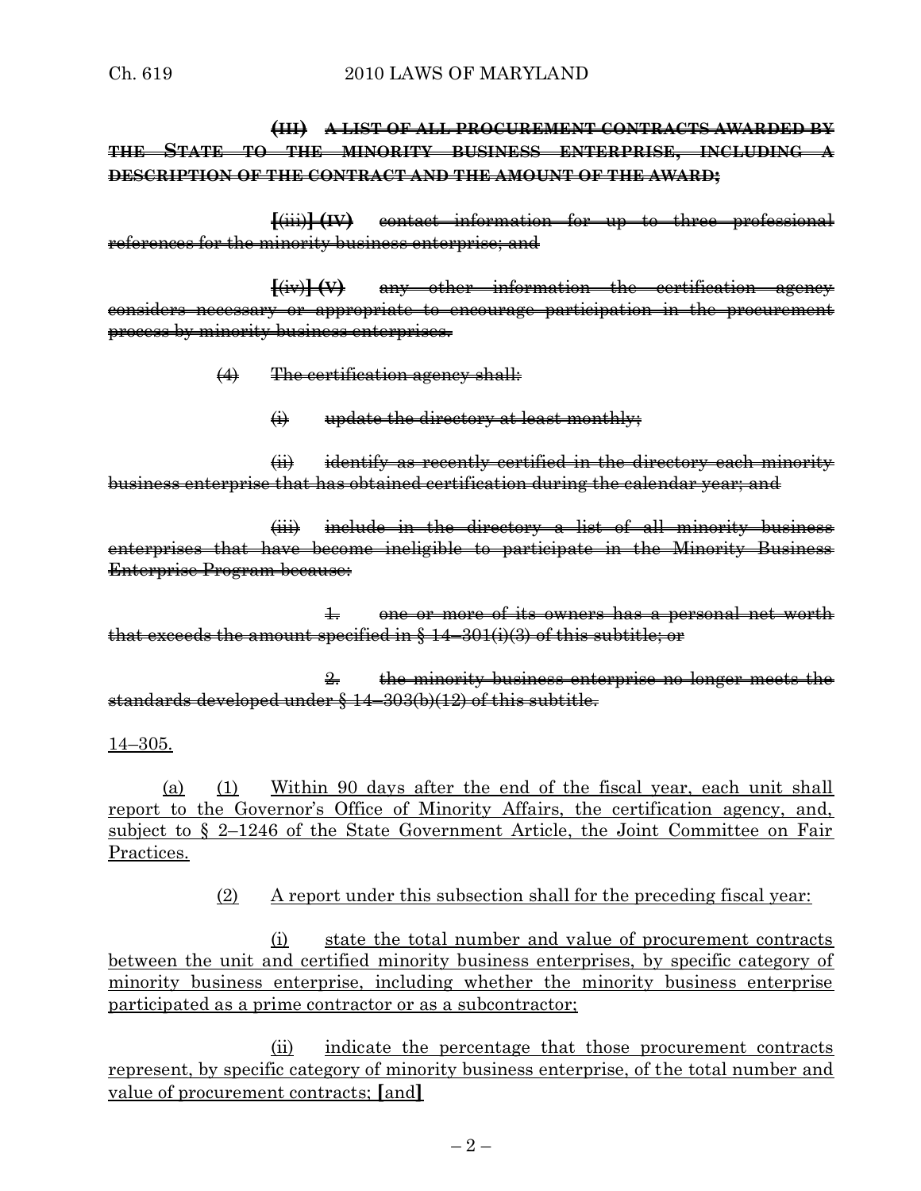~~**(III) A LIST OF ALL PROCUREMENT CONTRACTS AWARDED BY THE STATE TO THE MINORITY BUSINESS ENTERPRISE, INCLUDING A DESCRIPTION OF THE CONTRACT AND THE AMOUNT OF THE AWARD;**~~

~~**[**(iii)**] (IV)** contact information for up to three professional references for the minority business enterprise; and~~

~~**[**(iv)**] (V)** any other information the certification agency considers necessary or appropriate to encourage participation in the procurement process by minority business enterprises.~~

~~(4) The certification agency shall:~~

~~(i) update the directory at least monthly;~~

~~(ii) identify as recently certified in the directory each minority business enterprise that has obtained certification during the calendar year; and~~

~~(iii) include in the directory a list of all minority business enterprises that have become ineligible to participate in the Minority Business Enterprise Program because:~~

~~1. one or more of its owners has a personal net worth that exceeds the amount specified in § 14–301(i)(3) of this subtitle; or~~

~~2. the minority business enterprise no longer meets the standards developed under § 14–303(b)(12) of this subtitle.~~

<u>14–305.</u>

<u>(a) (1) Within 90 days after the end of the fiscal year, each unit shall report to the Governor's Office of Minority Affairs, the certification agency, and, subject to § 2–1246 of the State Government Article, the Joint Committee on Fair Practices.</u>

<u>(2) A report under this subsection shall for the preceding fiscal year:</u>

<u>(i) state the total number and value of procurement contracts between the unit and certified minority business enterprises, by specific category of minority business enterprise, including whether the minority business enterprise participated as a prime contractor or as a subcontractor;</u>

<u>(ii) indicate the percentage that those procurement contracts represent, by specific category of minority business enterprise, of the total number and value of procurement contracts; **[**and**]**</u>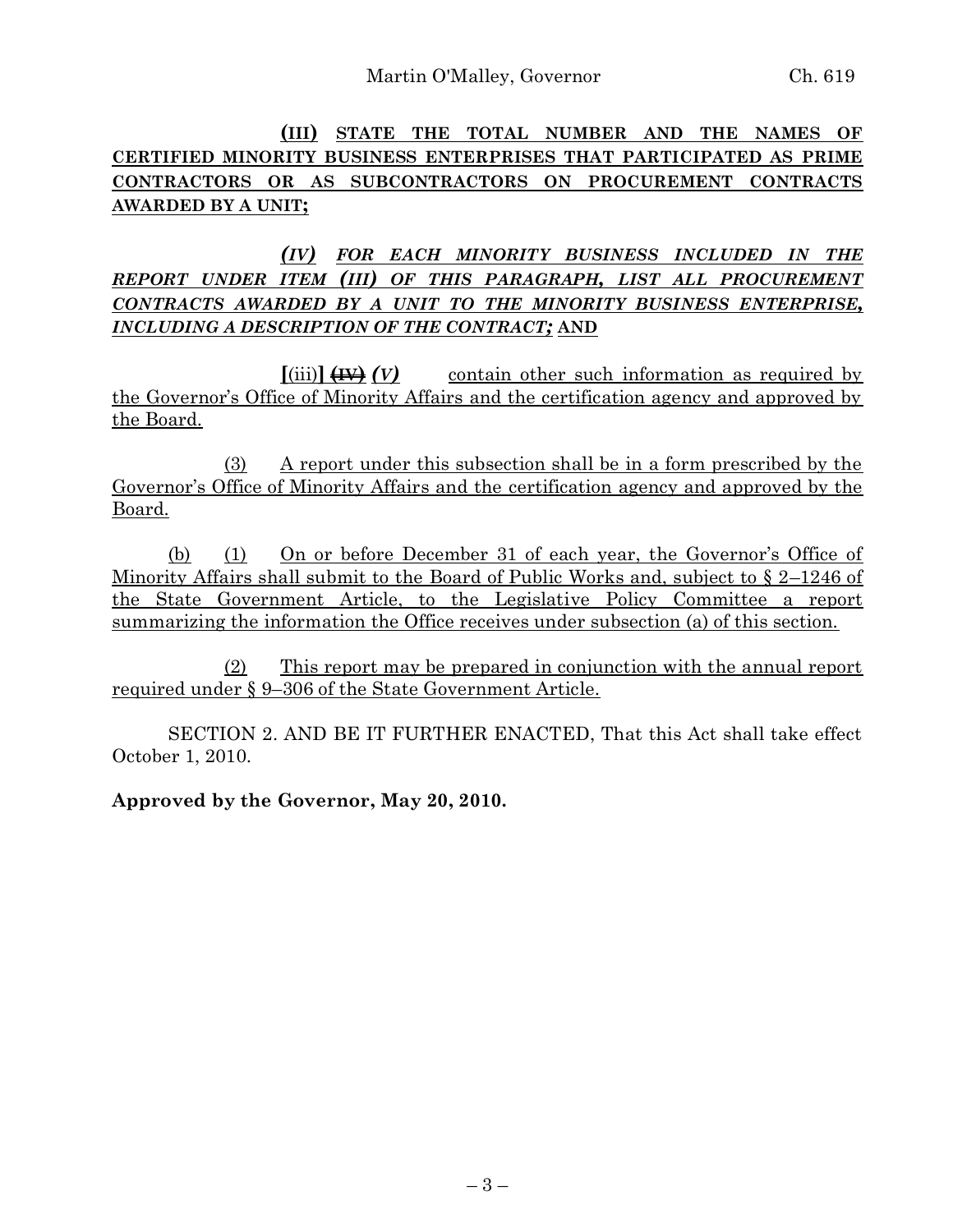**(III) STATE THE TOTAL NUMBER AND THE NAMES OF CERTIFIED MINORITY BUSINESS ENTERPRISES THAT PARTICIPATED AS PRIME CONTRACTORS OR AS SUBCONTRACTORS ON PROCUREMENT CONTRACTS AWARDED BY A UNIT;**

***(IV) FOR EACH MINORITY BUSINESS INCLUDED IN THE REPORT UNDER ITEM (III) OF THIS PARAGRAPH, LIST ALL PROCUREMENT CONTRACTS AWARDED BY A UNIT TO THE MINORITY BUSINESS ENTERPRISE, INCLUDING A DESCRIPTION OF THE CONTRACT;*** **AND**

**[**(iii)**]** ~~**(IV)**~~ ***(V)*** contain other such information as required by the Governor's Office of Minority Affairs and the certification agency and approved by the Board.

(3) A report under this subsection shall be in a form prescribed by the Governor's Office of Minority Affairs and the certification agency and approved by the Board.

(b) (1) On or before December 31 of each year, the Governor's Office of Minority Affairs shall submit to the Board of Public Works and, subject to § 2–1246 of the State Government Article, to the Legislative Policy Committee a report summarizing the information the Office receives under subsection (a) of this section.

(2) This report may be prepared in conjunction with the annual report required under § 9–306 of the State Government Article.

SECTION 2. AND BE IT FURTHER ENACTED, That this Act shall take effect October 1, 2010.

**Approved by the Governor, May 20, 2010.**